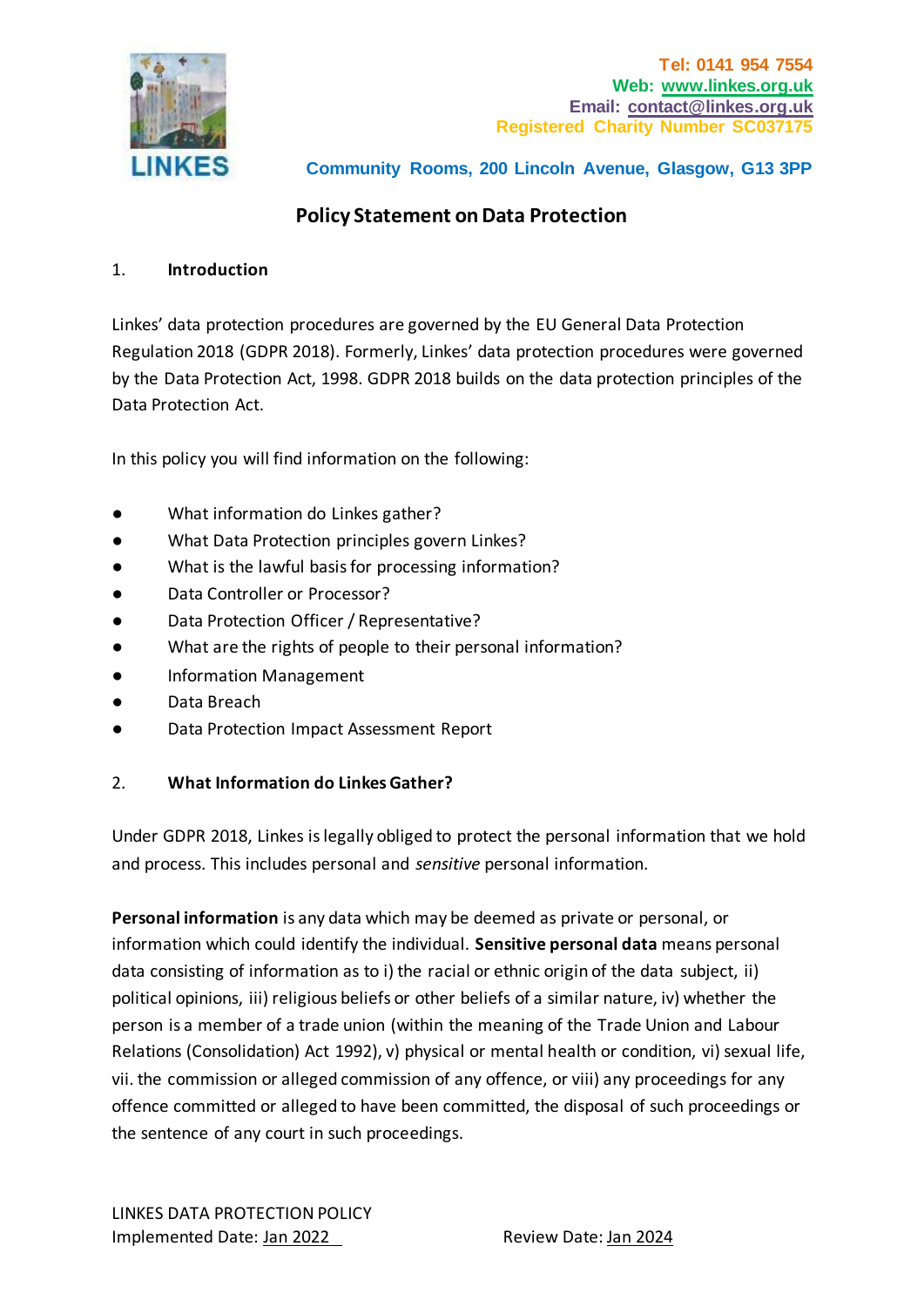LINKES

Tel: 0141 954 7554
Web: www.linkes.org.uk
Email: contact@linkes.org.uk
Registered Charity Number SC037175

Community Rooms, 200 Lincoln Avenue, Glasgow, G13 3PP

# Policy Statement on Data Protection

## 1. Introduction

Linkes' data protection procedures are governed by the EU General Data Protection Regulation 2018 (GDPR 2018). Formerly, Linkes' data protection procedures were governed by the Data Protection Act, 1998. GDPR 2018 builds on the data protection principles of the Data Protection Act.

In this policy you will find information on the following:

- What information do Linkes gather?
- What Data Protection principles govern Linkes?
- What is the lawful basis for processing information?
- Data Controller or Processor?
- Data Protection Officer / Representative?
- What are the rights of people to their personal information?
- Information Management
- Data Breach
- Data Protection Impact Assessment Report

## 2. What Information do Linkes Gather?

Under GDPR 2018, Linkes is legally obliged to protect the personal information that we hold and process. This includes personal and *sensitive* personal information.

**Personal information** is any data which may be deemed as private or personal, or information which could identify the individual. **Sensitive personal data** means personal data consisting of information as to i) the racial or ethnic origin of the data subject, ii) political opinions, iii) religious beliefs or other beliefs of a similar nature, iv) whether the person is a member of a trade union (within the meaning of the Trade Union and Labour Relations (Consolidation) Act 1992), v) physical or mental health or condition, vi) sexual life, vii. the commission or alleged commission of any offence, or viii) any proceedings for any offence committed or alleged to have been committed, the disposal of such proceedings or the sentence of any court in such proceedings.

LINKES DATA PROTECTION POLICY
Implemented Date: Jan 2022 Review Date: Jan 2024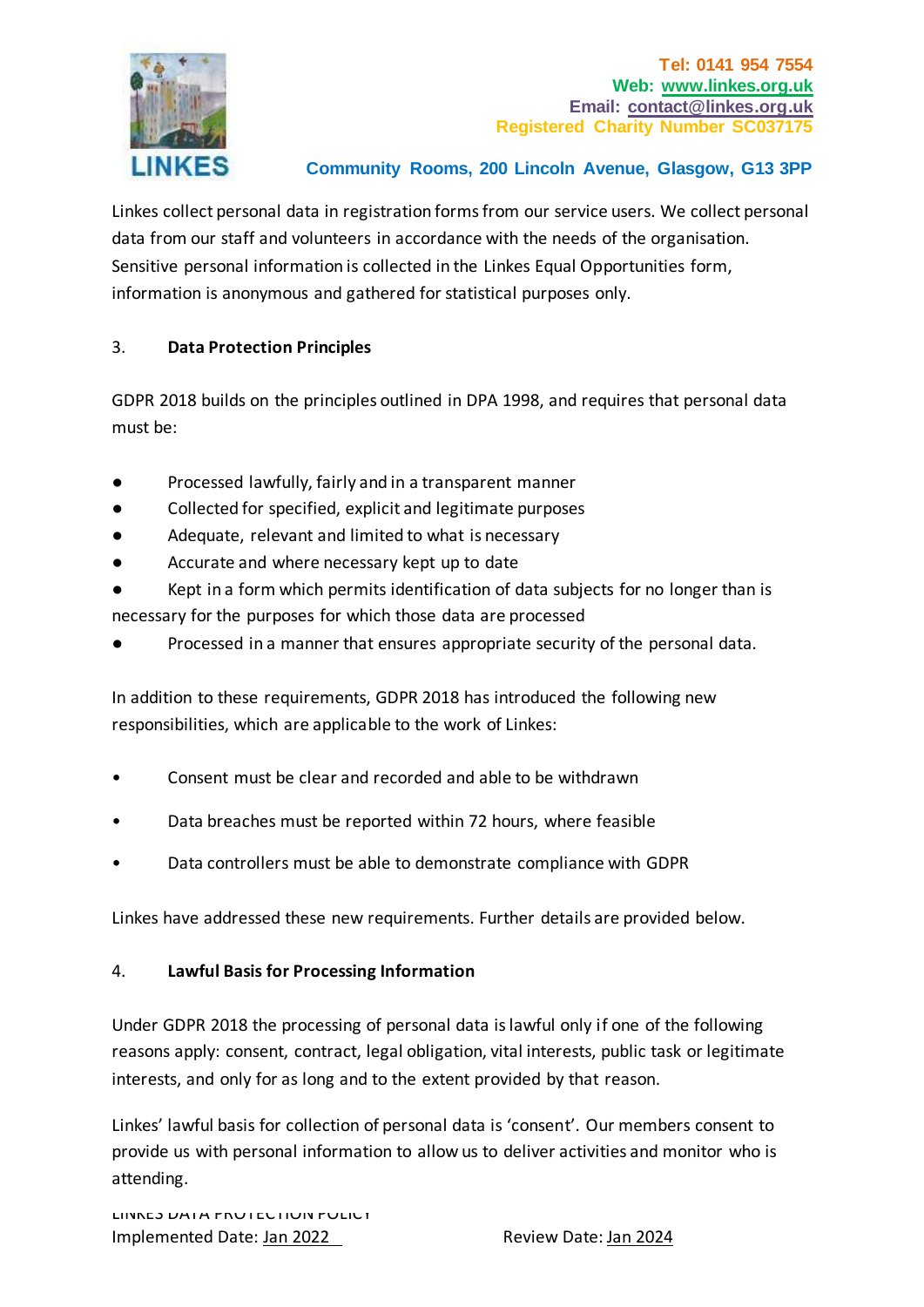Linkes collect personal data in registration forms from our service users. We collect personal data from our staff and volunteers in accordance with the needs of the organisation. Sensitive personal information is collected in the Linkes Equal Opportunities form, information is anonymous and gathered for statistical purposes only.

## 3. Data Protection Principles

GDPR 2018 builds on the principles outlined in DPA 1998, and requires that personal data must be:

- Processed lawfully, fairly and in a transparent manner
- Collected for specified, explicit and legitimate purposes
- Adequate, relevant and limited to what is necessary
- Accurate and where necessary kept up to date
- Kept in a form which permits identification of data subjects for no longer than is necessary for the purposes for which those data are processed
- Processed in a manner that ensures appropriate security of the personal data.

In addition to these requirements, GDPR 2018 has introduced the following new responsibilities, which are applicable to the work of Linkes:

- Consent must be clear and recorded and able to be withdrawn
- Data breaches must be reported within 72 hours, where feasible
- Data controllers must be able to demonstrate compliance with GDPR

Linkes have addressed these new requirements. Further details are provided below.

## 4. Lawful Basis for Processing Information

Under GDPR 2018 the processing of personal data is lawful only if one of the following reasons apply: consent, contract, legal obligation, vital interests, public task or legitimate interests, and only for as long and to the extent provided by that reason.

Linkes' lawful basis for collection of personal data is 'consent'. Our members consent to provide us with personal information to allow us to deliver activities and monitor who is attending.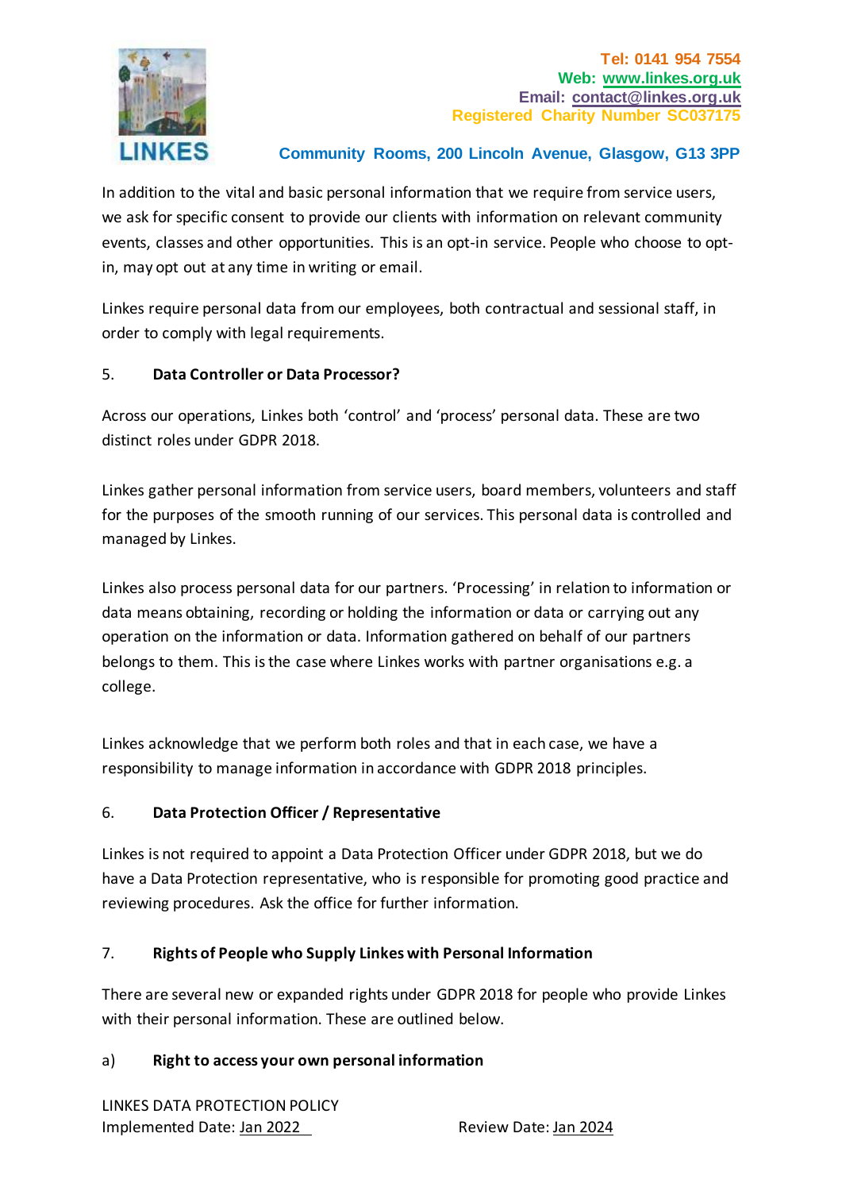In addition to the vital and basic personal information that we require from service users, we ask for specific consent to provide our clients with information on relevant community events, classes and other opportunities. This is an opt-in service. People who choose to opt-in, may opt out at any time in writing or email.

Linkes require personal data from our employees, both contractual and sessional staff, in order to comply with legal requirements.

## 5. Data Controller or Data Processor?

Across our operations, Linkes both 'control' and 'process' personal data. These are two distinct roles under GDPR 2018.

Linkes gather personal information from service users, board members, volunteers and staff for the purposes of the smooth running of our services. This personal data is controlled and managed by Linkes.

Linkes also process personal data for our partners. 'Processing' in relation to information or data means obtaining, recording or holding the information or data or carrying out any operation on the information or data. Information gathered on behalf of our partners belongs to them. This is the case where Linkes works with partner organisations e.g. a college.

Linkes acknowledge that we perform both roles and that in each case, we have a responsibility to manage information in accordance with GDPR 2018 principles.

## 6. Data Protection Officer / Representative

Linkes is not required to appoint a Data Protection Officer under GDPR 2018, but we do have a Data Protection representative, who is responsible for promoting good practice and reviewing procedures. Ask the office for further information.

## 7. Rights of People who Supply Linkes with Personal Information

There are several new or expanded rights under GDPR 2018 for people who provide Linkes with their personal information. These are outlined below.

### a) Right to access your own personal information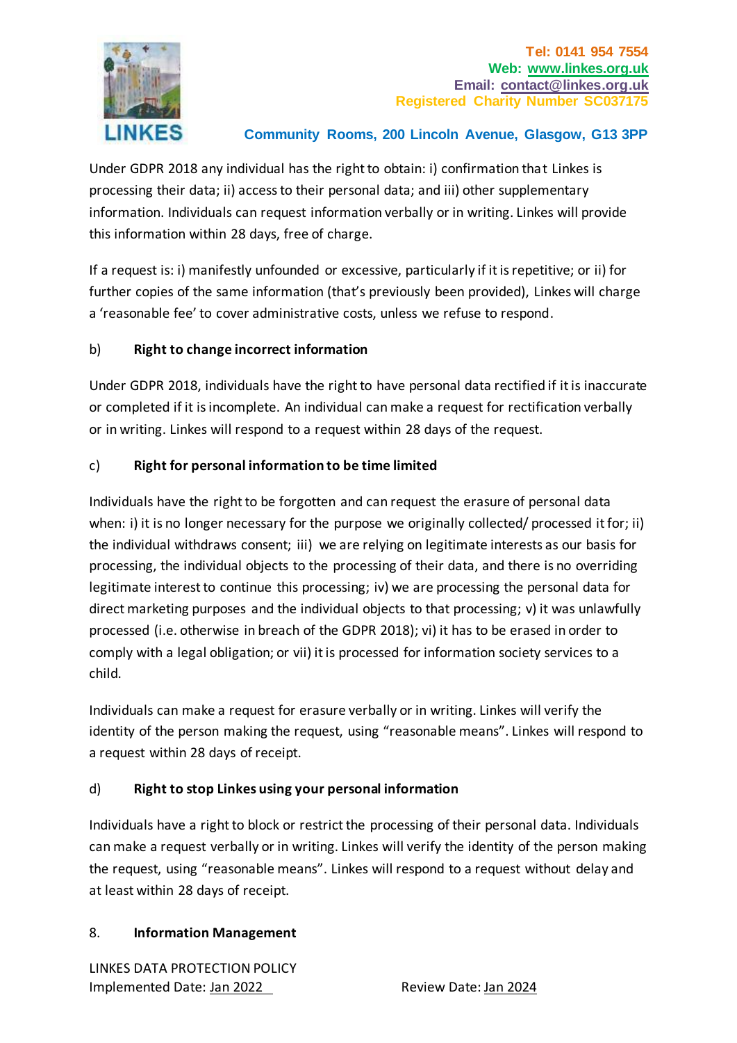Under GDPR 2018 any individual has the right to obtain: i) confirmation that Linkes is processing their data; ii) access to their personal data; and iii) other supplementary information. Individuals can request information verbally or in writing. Linkes will provide this information within 28 days, free of charge.

If a request is: i) manifestly unfounded or excessive, particularly if it is repetitive; or ii) for further copies of the same information (that's previously been provided), Linkes will charge a 'reasonable fee' to cover administrative costs, unless we refuse to respond.

b) **Right to change incorrect information**

Under GDPR 2018, individuals have the right to have personal data rectified if it is inaccurate or completed if it is incomplete. An individual can make a request for rectification verbally or in writing. Linkes will respond to a request within 28 days of the request.

c) **Right for personal information to be time limited**

Individuals have the right to be forgotten and can request the erasure of personal data when: i) it is no longer necessary for the purpose we originally collected/ processed it for; ii) the individual withdraws consent; iii) we are relying on legitimate interests as our basis for processing, the individual objects to the processing of their data, and there is no overriding legitimate interest to continue this processing; iv) we are processing the personal data for direct marketing purposes and the individual objects to that processing; v) it was unlawfully processed (i.e. otherwise in breach of the GDPR 2018); vi) it has to be erased in order to comply with a legal obligation; or vii) it is processed for information society services to a child.

Individuals can make a request for erasure verbally or in writing. Linkes will verify the identity of the person making the request, using "reasonable means". Linkes will respond to a request within 28 days of receipt.

d) **Right to stop Linkes using your personal information**

Individuals have a right to block or restrict the processing of their personal data. Individuals can make a request verbally or in writing. Linkes will verify the identity of the person making the request, using "reasonable means". Linkes will respond to a request without delay and at least within 28 days of receipt.

8. **Information Management**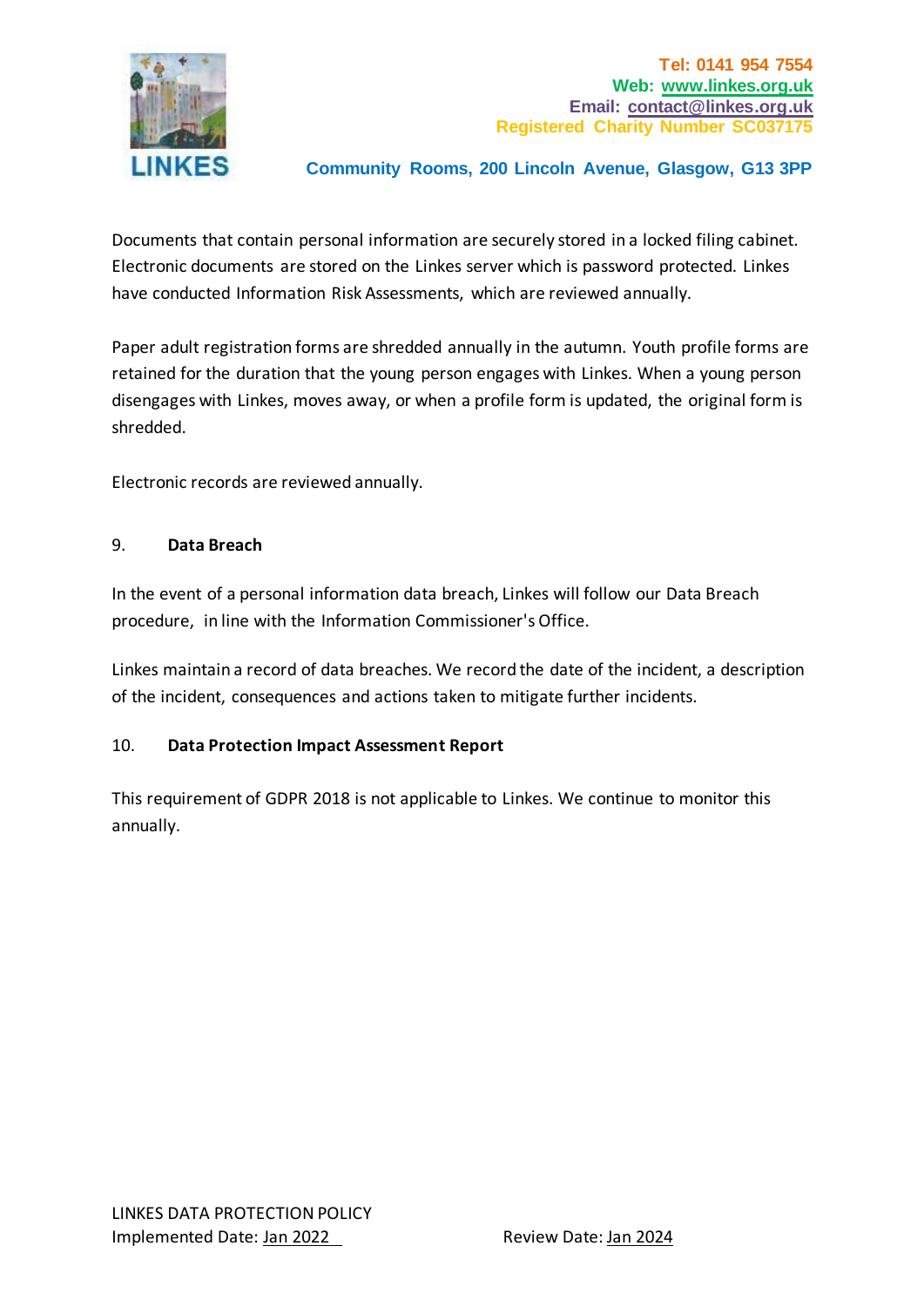Documents that contain personal information are securely stored in a locked filing cabinet. Electronic documents are stored on the Linkes server which is password protected. Linkes have conducted Information Risk Assessments, which are reviewed annually.

Paper adult registration forms are shredded annually in the autumn. Youth profile forms are retained for the duration that the young person engages with Linkes. When a young person disengages with Linkes, moves away, or when a profile form is updated, the original form is shredded.

Electronic records are reviewed annually.

## 9. Data Breach

In the event of a personal information data breach, Linkes will follow our Data Breach procedure, in line with the Information Commissioner's Office.

Linkes maintain a record of data breaches. We record the date of the incident, a description of the incident, consequences and actions taken to mitigate further incidents.

## 10. Data Protection Impact Assessment Report

This requirement of GDPR 2018 is not applicable to Linkes. We continue to monitor this annually.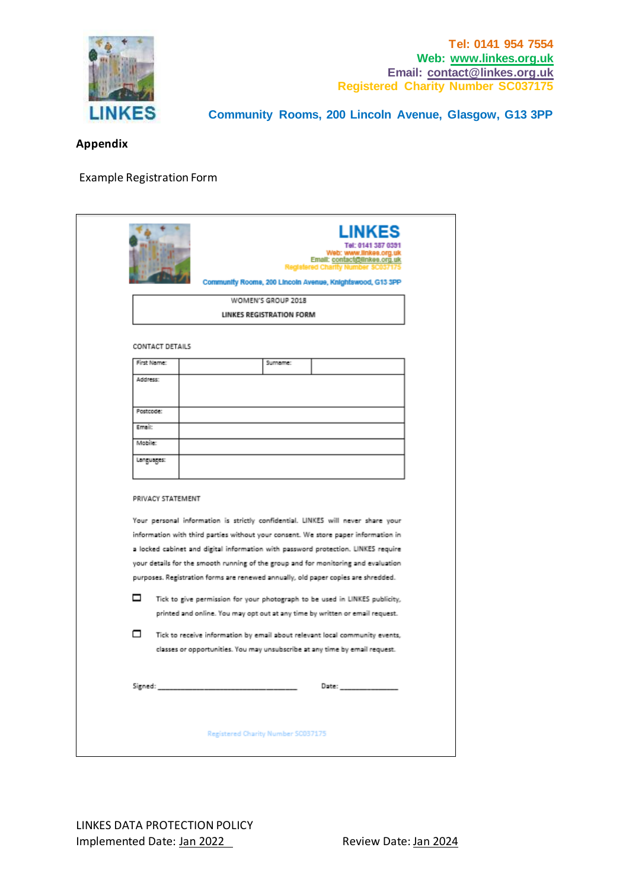Tel: 0141 954 7554
Web: www.linkes.org.uk
Email: contact@linkes.org.uk
Registered Charity Number SC037175

Community Rooms, 200 Lincoln Avenue, Glasgow, G13 3PP

**Appendix**

Example Registration Form

LINKES
Tel: 0141 387 0391
Web: www.linkes.org.uk
Email: contact@linkes.org.uk
Registered Charity Number SC037175

Community Rooms, 200 Lincoln Avenue, Knightswood, G13 3PP

WOMEN'S GROUP 2018
LINKES REGISTRATION FORM

CONTACT DETAILS

| | | | |
|---|---|---|---|
| First Name: | | Surname: | |
| Address: | | | |
| Postcode: | | | |
| Email: | | | |
| Mobile: | | | |
| Languages: | | | |

PRIVACY STATEMENT

Your personal information is strictly confidential. LINKES will never share your information with third parties without your consent. We store paper information in a locked cabinet and digital information with password protection. LINKES require your details for the smooth running of the group and for monitoring and evaluation purposes. Registration forms are renewed annually, old paper copies are shredded.

☐ Tick to give permission for your photograph to be used in LINKES publicity, printed and online. You may opt out at any time by written or email request.

☐ Tick to receive information by email about relevant local community events, classes or opportunities. You may unsubscribe at any time by email request.

Signed: ______________________________ Date: ____________

Registered Charity Number SC037175

LINKES DATA PROTECTION POLICY
Implemented Date: Jan 2022 Review Date: Jan 2024